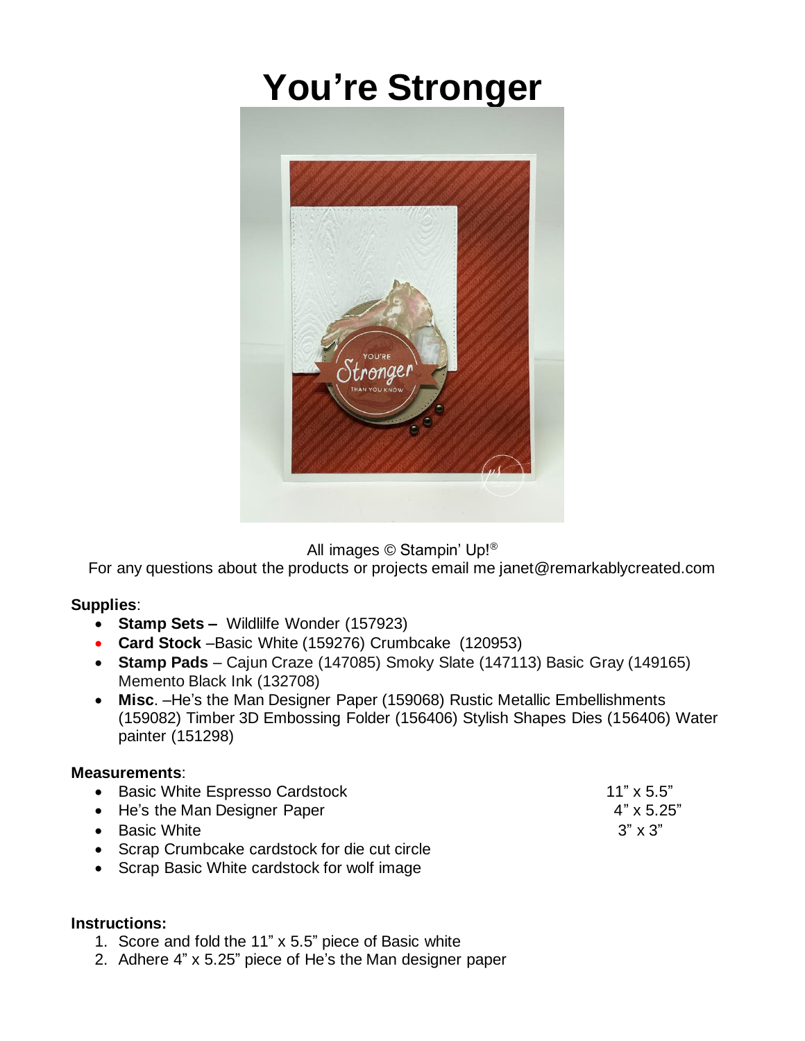# You're Stronger

All images © Stampin' Up!®

For any questions about the products or projects email me janet@remarkablycreated.com

**Supplies**:

- **Stamp Sets –** Wildlilfe Wonder (157923)
- **Card Stock** –Basic White (159276) Crumbcake (120953)
- **Stamp Pads** – Cajun Craze (147085) Smoky Slate (147113) Basic Gray (149165) Memento Black Ink (132708)
- **Misc**. –He's the Man Designer Paper (159068) Rustic Metallic Embellishments (159082) Timber 3D Embossing Folder (156406) Stylish Shapes Dies (156406) Water painter (151298)

**Measurements**:

- Basic White Espresso Cardstock 11" x 5.5"
- He's the Man Designer Paper 4" x 5.25"
- Basic White 3" x 3"
- Scrap Crumbcake cardstock for die cut circle
- Scrap Basic White cardstock for wolf image

**Instructions:**

1. Score and fold the 11" x 5.5" piece of Basic white
2. Adhere 4" x 5.25" piece of He's the Man designer paper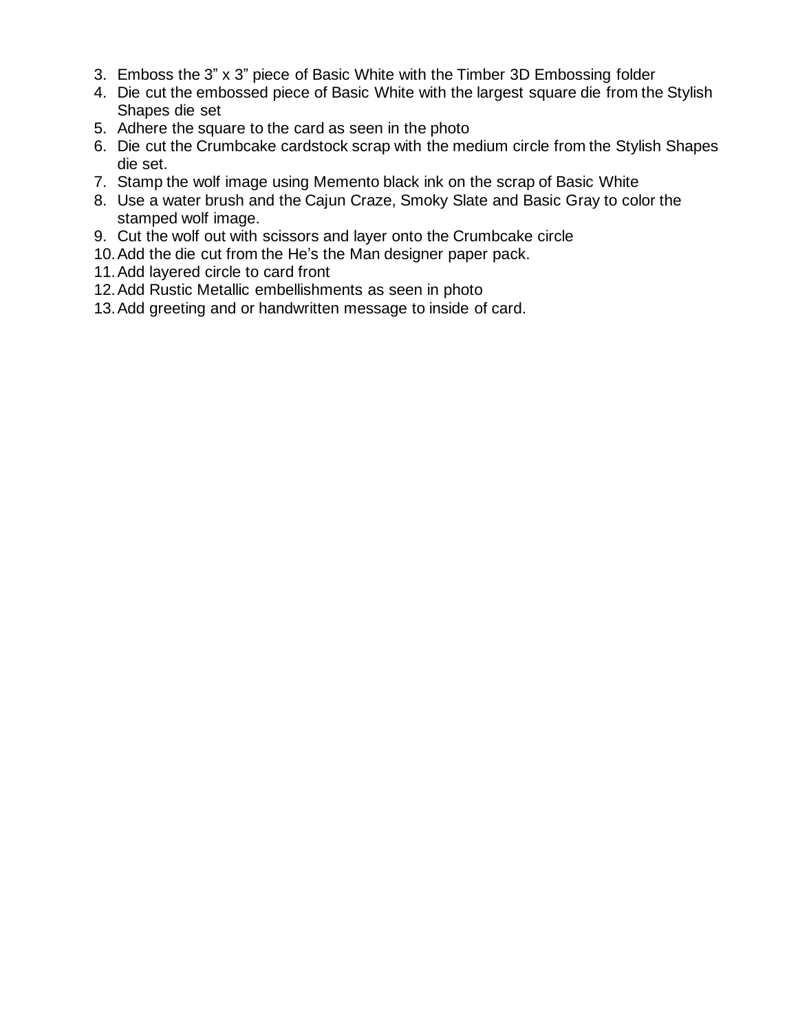3. Emboss the 3” x 3” piece of Basic White with the Timber 3D Embossing folder
4. Die cut the embossed piece of Basic White with the largest square die from the Stylish Shapes die set
5. Adhere the square to the card as seen in the photo
6. Die cut the Crumbcake cardstock scrap with the medium circle from the Stylish Shapes die set.
7. Stamp the wolf image using Memento black ink on the scrap of Basic White
8. Use a water brush and the Cajun Craze, Smoky Slate and Basic Gray to color the stamped wolf image.
9. Cut the wolf out with scissors and layer onto the Crumbcake circle
10. Add the die cut from the He’s the Man designer paper pack.
11. Add layered circle to card front
12. Add Rustic Metallic embellishments as seen in photo
13. Add greeting and or handwritten message to inside of card.